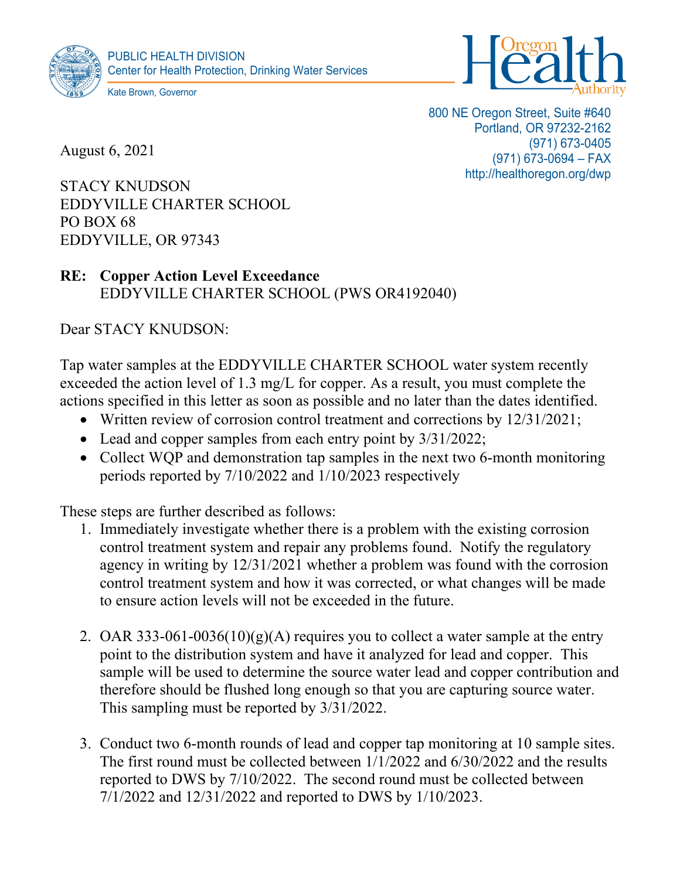PUBLIC HEALTH DIVISION
Center for Health Protection, Drinking Water Services

Kate Brown, Governor

800 NE Oregon Street, Suite #640
Portland, OR 97232-2162
(971) 673-0405
(971) 673-0694 – FAX
http://healthoregon.org/dwp

August 6, 2021

STACY KNUDSON
EDDYVILLE CHARTER SCHOOL
PO BOX 68
EDDYVILLE, OR 97343

**RE: Copper Action Level Exceedance**
EDDYVILLE CHARTER SCHOOL (PWS OR4192040)

Dear STACY KNUDSON:

Tap water samples at the EDDYVILLE CHARTER SCHOOL water system recently exceeded the action level of 1.3 mg/L for copper. As a result, you must complete the actions specified in this letter as soon as possible and no later than the dates identified.

- Written review of corrosion control treatment and corrections by 12/31/2021;
- Lead and copper samples from each entry point by 3/31/2022;
- Collect WQP and demonstration tap samples in the next two 6-month monitoring periods reported by 7/10/2022 and 1/10/2023 respectively

These steps are further described as follows:

1. Immediately investigate whether there is a problem with the existing corrosion control treatment system and repair any problems found. Notify the regulatory agency in writing by 12/31/2021 whether a problem was found with the corrosion control treatment system and how it was corrected, or what changes will be made to ensure action levels will not be exceeded in the future.

2. OAR 333-061-0036(10)(g)(A) requires you to collect a water sample at the entry point to the distribution system and have it analyzed for lead and copper. This sample will be used to determine the source water lead and copper contribution and therefore should be flushed long enough so that you are capturing source water. This sampling must be reported by 3/31/2022.

3. Conduct two 6-month rounds of lead and copper tap monitoring at 10 sample sites. The first round must be collected between 1/1/2022 and 6/30/2022 and the results reported to DWS by 7/10/2022. The second round must be collected between 7/1/2022 and 12/31/2022 and reported to DWS by 1/10/2023.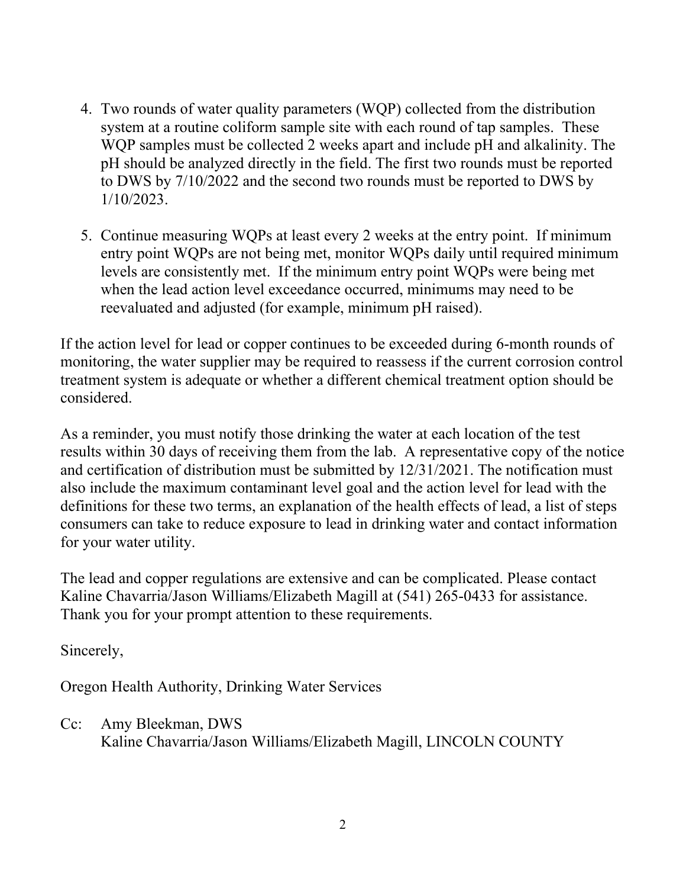4. Two rounds of water quality parameters (WQP) collected from the distribution system at a routine coliform sample site with each round of tap samples. These WQP samples must be collected 2 weeks apart and include pH and alkalinity. The pH should be analyzed directly in the field. The first two rounds must be reported to DWS by 7/10/2022 and the second two rounds must be reported to DWS by 1/10/2023.

5. Continue measuring WQPs at least every 2 weeks at the entry point. If minimum entry point WQPs are not being met, monitor WQPs daily until required minimum levels are consistently met. If the minimum entry point WQPs were being met when the lead action level exceedance occurred, minimums may need to be reevaluated and adjusted (for example, minimum pH raised).

If the action level for lead or copper continues to be exceeded during 6-month rounds of monitoring, the water supplier may be required to reassess if the current corrosion control treatment system is adequate or whether a different chemical treatment option should be considered.

As a reminder, you must notify those drinking the water at each location of the test results within 30 days of receiving them from the lab. A representative copy of the notice and certification of distribution must be submitted by 12/31/2021. The notification must also include the maximum contaminant level goal and the action level for lead with the definitions for these two terms, an explanation of the health effects of lead, a list of steps consumers can take to reduce exposure to lead in drinking water and contact information for your water utility.

The lead and copper regulations are extensive and can be complicated. Please contact Kaline Chavarria/Jason Williams/Elizabeth Magill at (541) 265-0433 for assistance. Thank you for your prompt attention to these requirements.

Sincerely,

Oregon Health Authority, Drinking Water Services

Cc: Amy Bleekman, DWS
Kaline Chavarria/Jason Williams/Elizabeth Magill, LINCOLN COUNTY